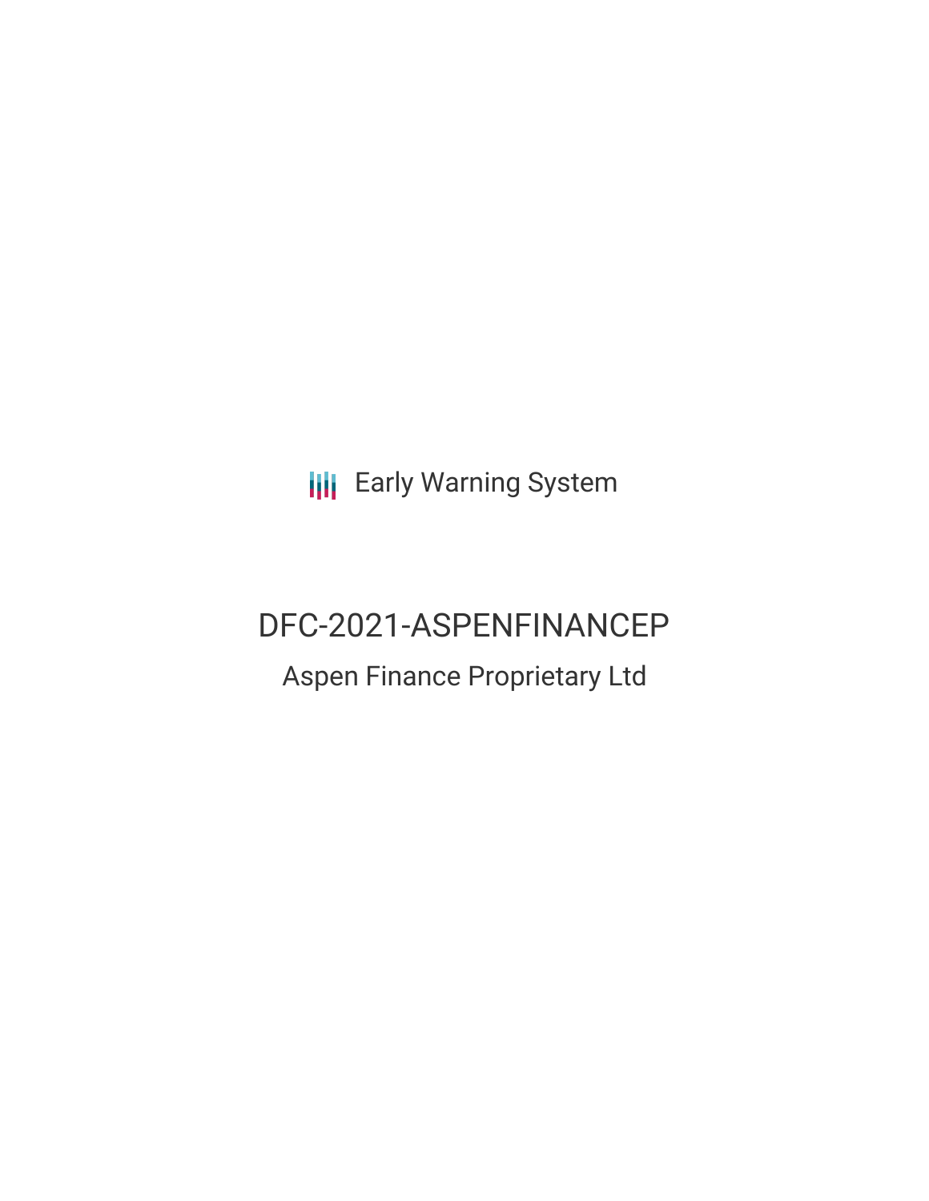Early Warning System

# DFC-2021-ASPENFINANCEP

## Aspen Finance Proprietary Ltd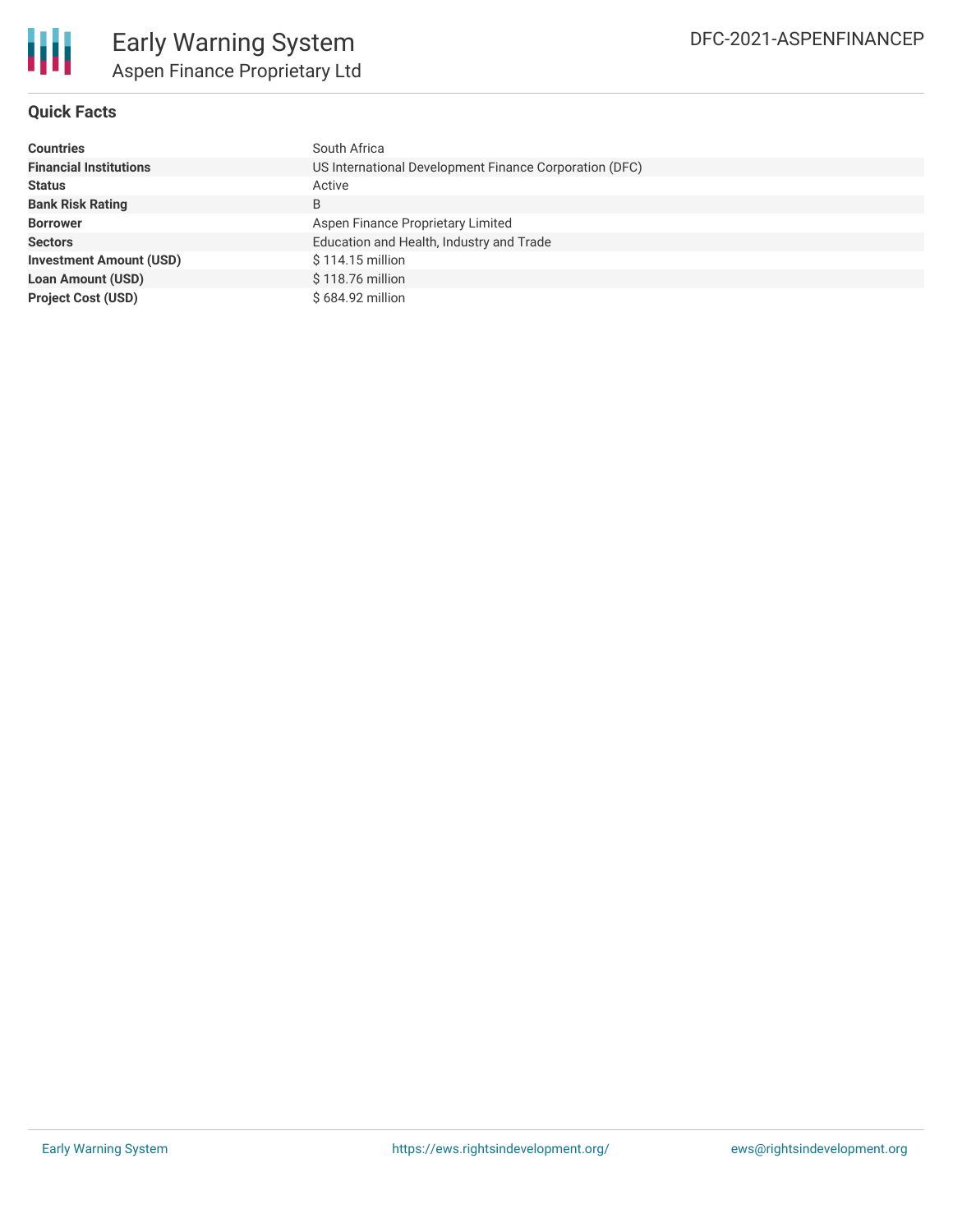# Early Warning System

## Aspen Finance Proprietary Ltd

DFC-2021-ASPENFINANCEP

### Quick Facts

| | |
|---|---|
| **Countries** | South Africa |
| **Financial Institutions** | US International Development Finance Corporation (DFC) |
| **Status** | Active |
| **Bank Risk Rating** | B |
| **Borrower** | Aspen Finance Proprietary Limited |
| **Sectors** | Education and Health, Industry and Trade |
| **Investment Amount (USD)** | $ 114.15 million |
| **Loan Amount (USD)** | $ 118.76 million |
| **Project Cost (USD)** | $ 684.92 million |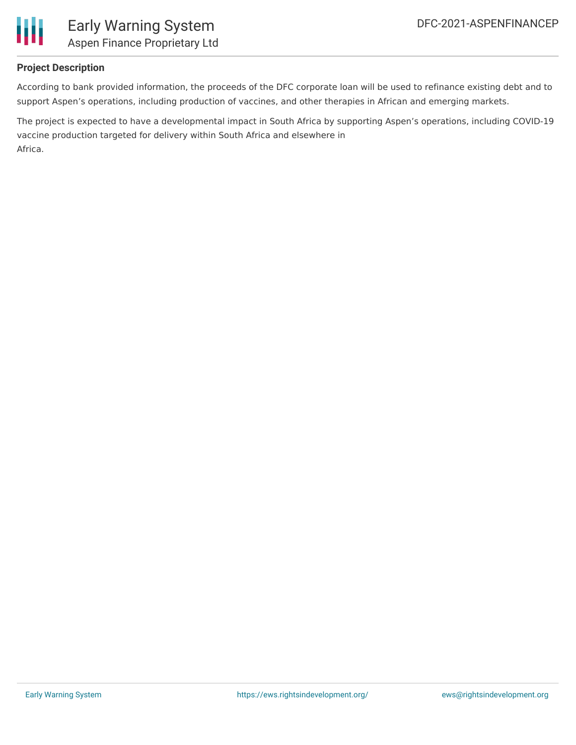## Project Description

According to bank provided information, the proceeds of the DFC corporate loan will be used to refinance existing debt and to support Aspen's operations, including production of vaccines, and other therapies in African and emerging markets.

The project is expected to have a developmental impact in South Africa by supporting Aspen's operations, including COVID-19 vaccine production targeted for delivery within South Africa and elsewhere in Africa.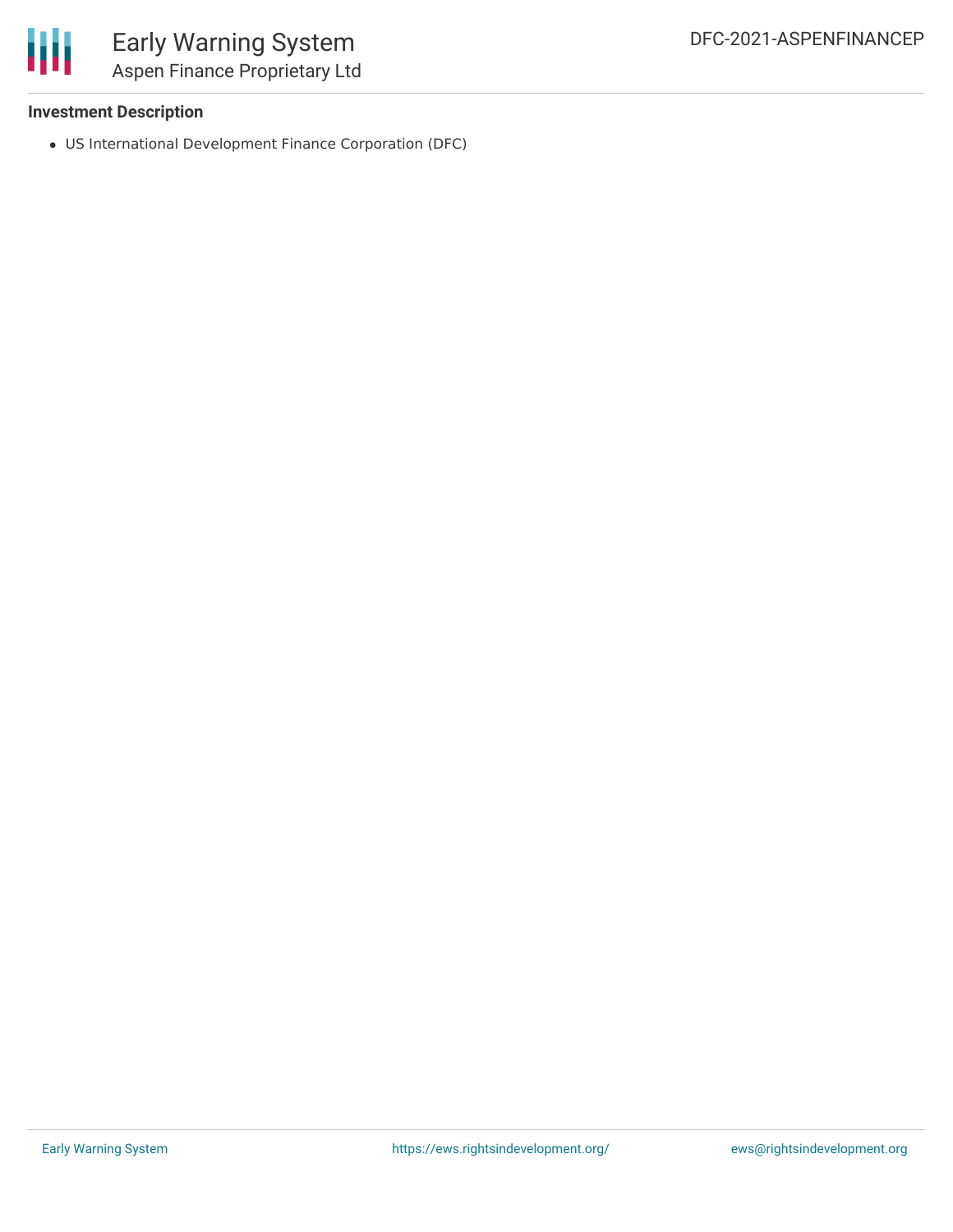**Investment Description**

- US International Development Finance Corporation (DFC)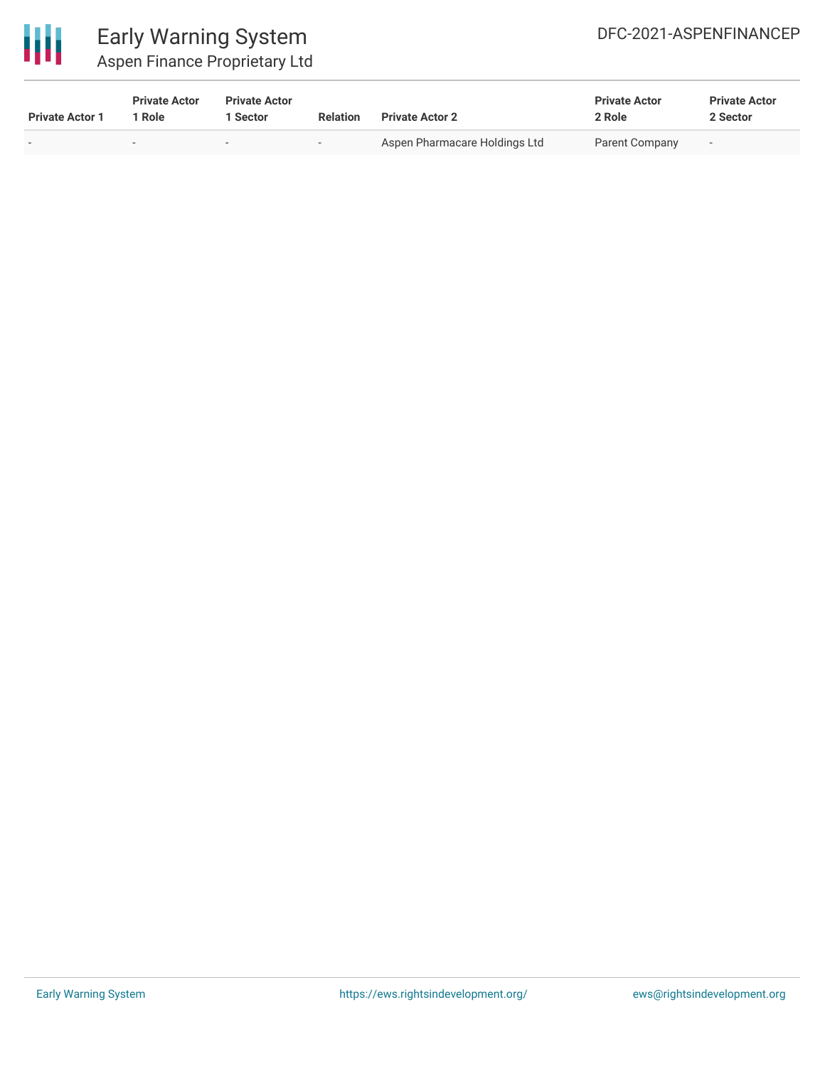| Private Actor 1 | Private Actor 1 Role | Private Actor 1 Sector | Relation | Private Actor 2 | Private Actor 2 Role | Private Actor 2 Sector |
|---|---|---|---|---|---|---|
| - | - | - | - | Aspen Pharmacare Holdings Ltd | Parent Company | - |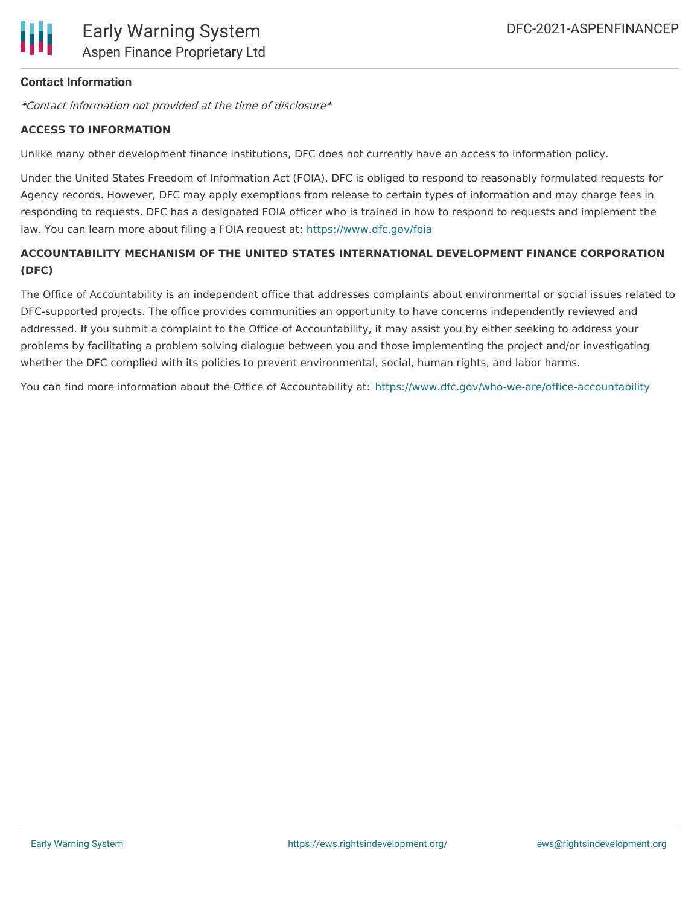**Contact Information**

*Contact information not provided at the time of disclosure*

**ACCESS TO INFORMATION**

Unlike many other development finance institutions, DFC does not currently have an access to information policy.

Under the United States Freedom of Information Act (FOIA), DFC is obliged to respond to reasonably formulated requests for Agency records. However, DFC may apply exemptions from release to certain types of information and may charge fees in responding to requests. DFC has a designated FOIA officer who is trained in how to respond to requests and implement the law. You can learn more about filing a FOIA request at: https://www.dfc.gov/foia

**ACCOUNTABILITY MECHANISM OF THE UNITED STATES INTERNATIONAL DEVELOPMENT FINANCE CORPORATION (DFC)**

The Office of Accountability is an independent office that addresses complaints about environmental or social issues related to DFC-supported projects. The office provides communities an opportunity to have concerns independently reviewed and addressed. If you submit a complaint to the Office of Accountability, it may assist you by either seeking to address your problems by facilitating a problem solving dialogue between you and those implementing the project and/or investigating whether the DFC complied with its policies to prevent environmental, social, human rights, and labor harms.

You can find more information about the Office of Accountability at: https://www.dfc.gov/who-we-are/office-accountability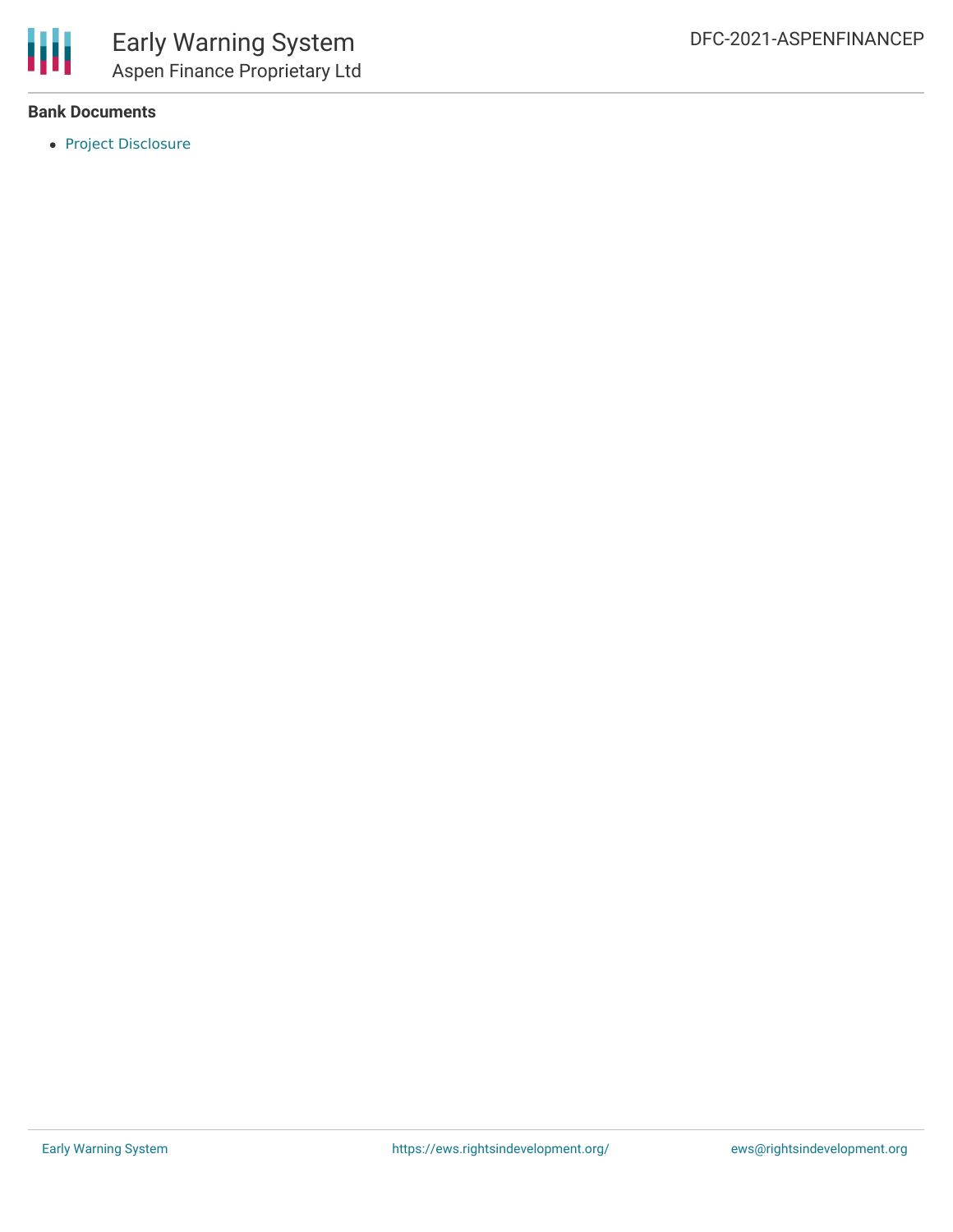**Bank Documents**

- Project Disclosure